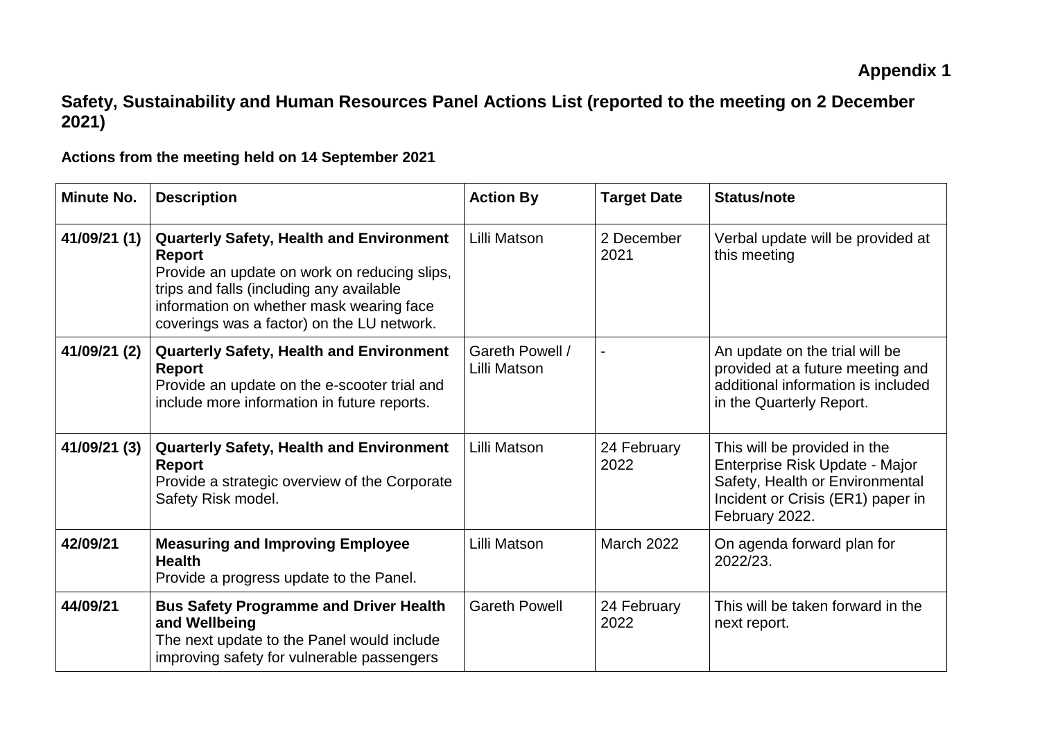**Appendix 1**

## Safety, Sustainability and Human Resources Panel Actions List (reported to the meeting on 2 December 2021)

### Actions from the meeting held on 14 September 2021

| Minute No. | Description | Action By | Target Date | Status/note |
|---|---|---|---|---|
| **41/09/21 (1)** | **Quarterly Safety, Health and Environment Report**<br>Provide an update on work on reducing slips, trips and falls (including any available information on whether mask wearing face coverings was a factor) on the LU network. | Lilli Matson | 2 December 2021 | Verbal update will be provided at this meeting |
| **41/09/21 (2)** | **Quarterly Safety, Health and Environment Report**<br>Provide an update on the e-scooter trial and include more information in future reports. | Gareth Powell / Lilli Matson | - | An update on the trial will be provided at a future meeting and additional information is included in the Quarterly Report. |
| **41/09/21 (3)** | **Quarterly Safety, Health and Environment Report**<br>Provide a strategic overview of the Corporate Safety Risk model. | Lilli Matson | 24 February 2022 | This will be provided in the Enterprise Risk Update - Major Safety, Health or Environmental Incident or Crisis (ER1) paper in February 2022. |
| **42/09/21** | **Measuring and Improving Employee Health**<br>Provide a progress update to the Panel. | Lilli Matson | March 2022 | On agenda forward plan for 2022/23. |
| **44/09/21** | **Bus Safety Programme and Driver Health and Wellbeing**<br>The next update to the Panel would include improving safety for vulnerable passengers | Gareth Powell | 24 February 2022 | This will be taken forward in the next report. |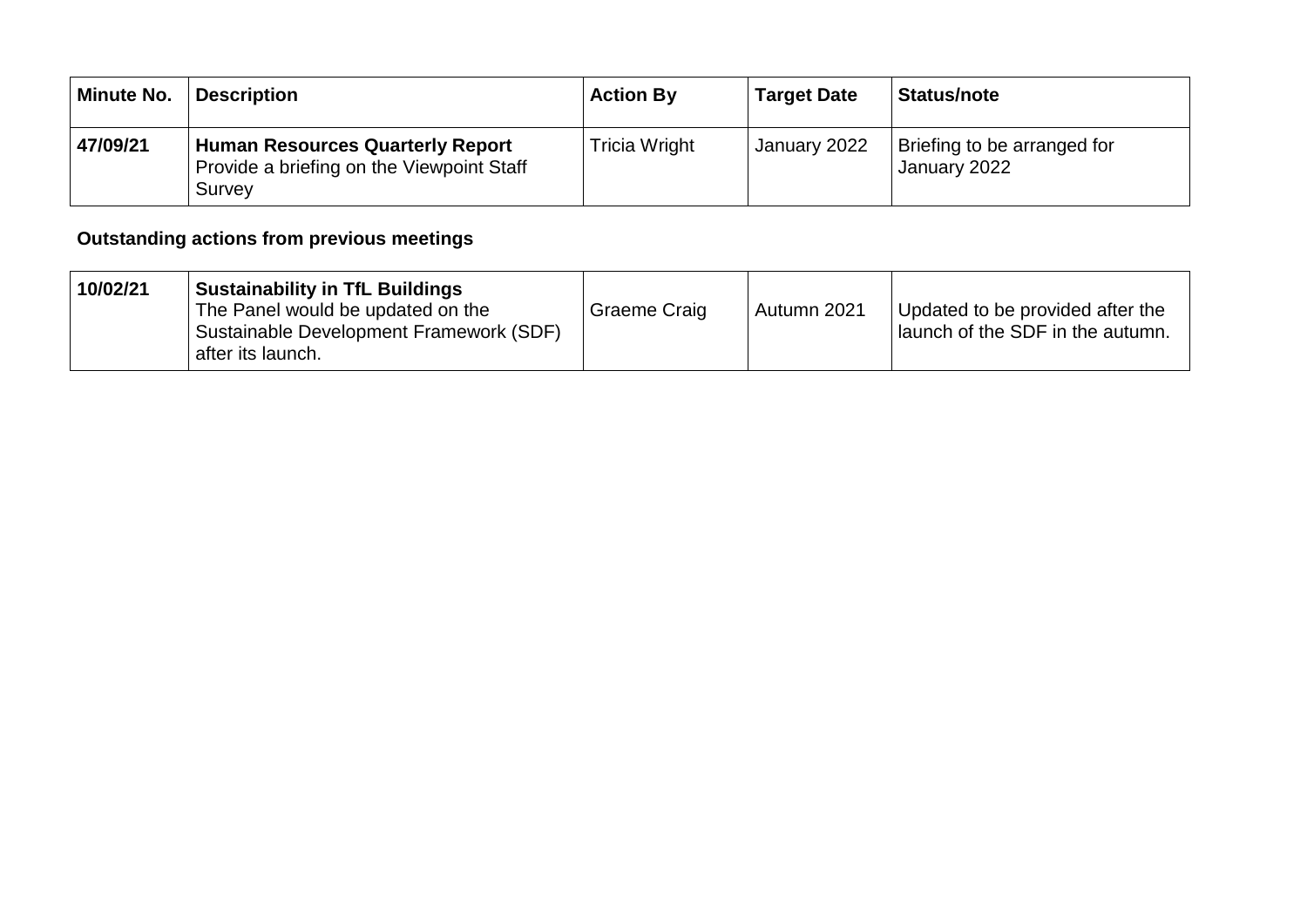| Minute No. | Description | Action By | Target Date | Status/note |
|---|---|---|---|---|
| 47/09/21 | **Human Resources Quarterly Report** Provide a briefing on the Viewpoint Staff Survey | Tricia Wright | January 2022 | Briefing to be arranged for January 2022 |

**Outstanding actions from previous meetings**

| | | | | |
|---|---|---|---|---|
| 10/02/21 | **Sustainability in TfL Buildings** The Panel would be updated on the Sustainable Development Framework (SDF) after its launch. | Graeme Craig | Autumn 2021 | Updated to be provided after the launch of the SDF in the autumn. |